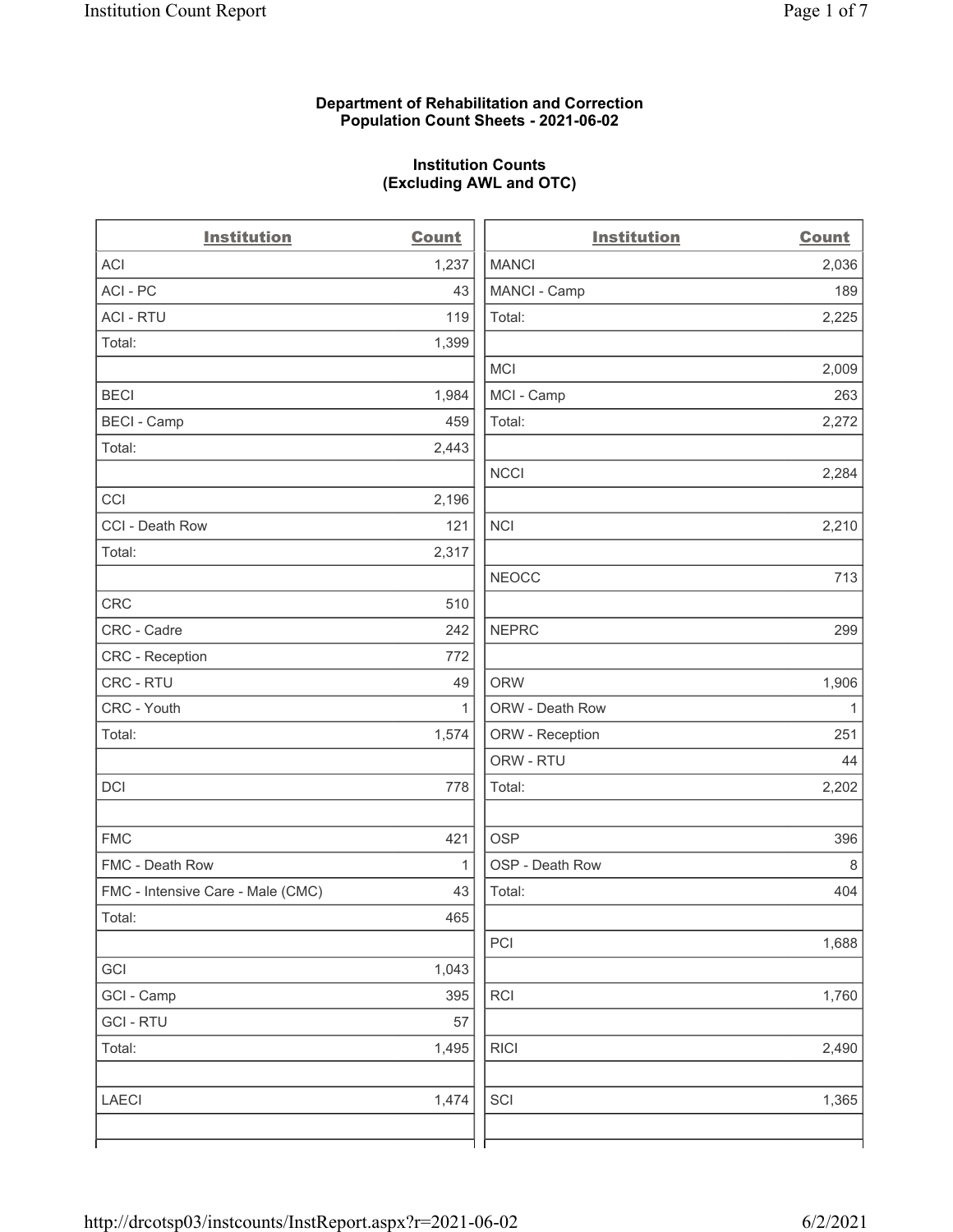**Department of Rehabilitation and Correction**
**Population Count Sheets - 2021-06-02**

**Institution Counts**
**(Excluding AWL and OTC)**

| Institution | Count |
|---|---|
| ACI | 1,237 |
| ACI - PC | 43 |
| ACI - RTU | 119 |
| Total: | 1,399 |
| | |
| BECI | 1,984 |
| BECI - Camp | 459 |
| Total: | 2,443 |
| | |
| CCI | 2,196 |
| CCI - Death Row | 121 |
| Total: | 2,317 |
| | |
| CRC | 510 |
| CRC - Cadre | 242 |
| CRC - Reception | 772 |
| CRC - RTU | 49 |
| CRC - Youth | 1 |
| Total: | 1,574 |
| | |
| DCI | 778 |
| | |
| FMC | 421 |
| FMC - Death Row | 1 |
| FMC - Intensive Care - Male (CMC) | 43 |
| Total: | 465 |
| | |
| GCI | 1,043 |
| GCI - Camp | 395 |
| GCI - RTU | 57 |
| Total: | 1,495 |
| | |
| LAECI | 1,474 |
| | |
| MANCI | 2,036 |
| MANCI - Camp | 189 |
| Total: | 2,225 |
| | |
| MCI | 2,009 |
| MCI - Camp | 263 |
| Total: | 2,272 |
| | |
| NCCI | 2,284 |
| | |
| NCI | 2,210 |
| | |
| NEOCC | 713 |
| | |
| NEPRC | 299 |
| | |
| ORW | 1,906 |
| ORW - Death Row | 1 |
| ORW - Reception | 251 |
| ORW - RTU | 44 |
| Total: | 2,202 |
| | |
| OSP | 396 |
| OSP - Death Row | 8 |
| Total: | 404 |
| | |
| PCI | 1,688 |
| | |
| RCI | 1,760 |
| | |
| RICI | 2,490 |
| | |
| SCI | 1,365 |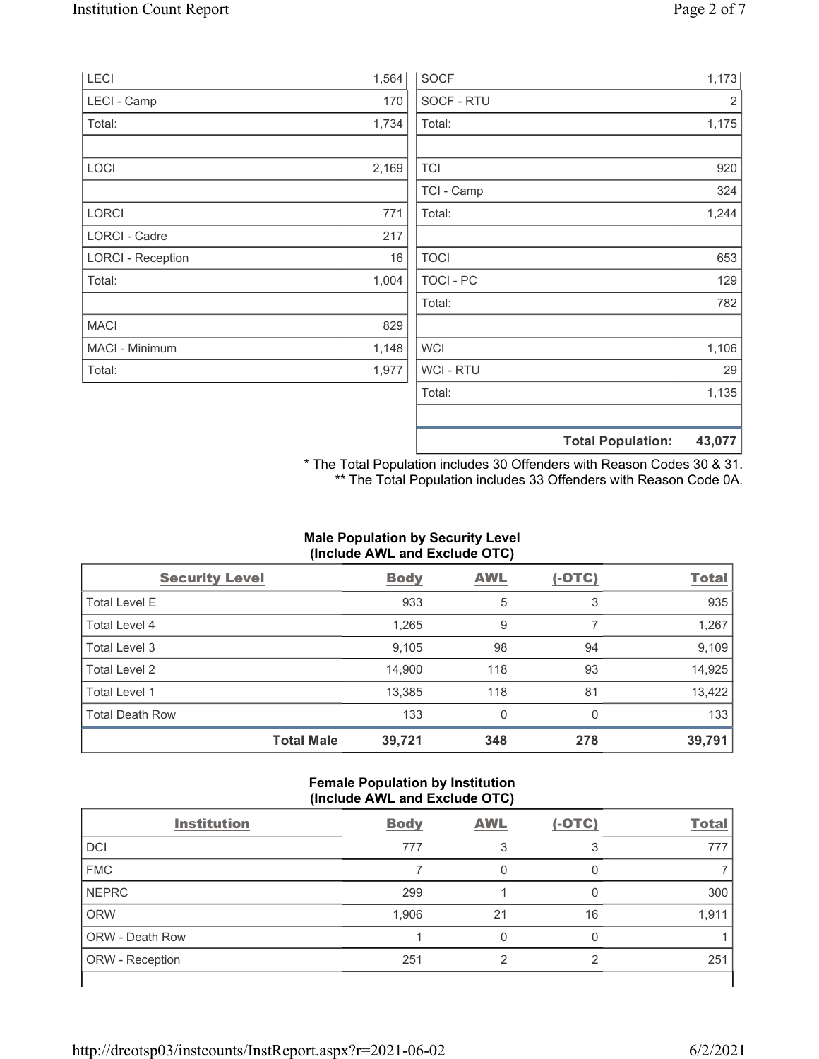| | |
|---|---|
| LECI | 1,564 |
| LECI - Camp | 170 |
| Total: | 1,734 |
| | |
| LOCI | 2,169 |
| | |
| LORCI | 771 |
| LORCI - Cadre | 217 |
| LORCI - Reception | 16 |
| Total: | 1,004 |
| | |
| MACI | 829 |
| MACI - Minimum | 1,148 |
| Total: | 1,977 |

| | |
|---|---|
| SOCF | 1,173 |
| SOCF - RTU | 2 |
| Total: | 1,175 |
| | |
| TCI | 920 |
| TCI - Camp | 324 |
| Total: | 1,244 |
| | |
| TOCI | 653 |
| TOCI - PC | 129 |
| Total: | 782 |
| | |
| WCI | 1,106 |
| WCI - RTU | 29 |
| Total: | 1,135 |
| | |
| **Total Population:** | **43,077** |

\* The Total Population includes 30 Offenders with Reason Codes 30 & 31.
\*\* The Total Population includes 33 Offenders with Reason Code 0A.

### Male Population by Security Level (Include AWL and Exclude OTC)

| Security Level | Body | AWL | (-OTC) | Total |
|---|---|---|---|---|
| Total Level E | 933 | 5 | 3 | 935 |
| Total Level 4 | 1,265 | 9 | 7 | 1,267 |
| Total Level 3 | 9,105 | 98 | 94 | 9,109 |
| Total Level 2 | 14,900 | 118 | 93 | 14,925 |
| Total Level 1 | 13,385 | 118 | 81 | 13,422 |
| Total Death Row | 133 | 0 | 0 | 133 |
| **Total Male** | **39,721** | **348** | **278** | **39,791** |

### Female Population by Institution (Include AWL and Exclude OTC)

| Institution | Body | AWL | (-OTC) | Total |
|---|---|---|---|---|
| DCI | 777 | 3 | 3 | 777 |
| FMC | 7 | 0 | 0 | 7 |
| NEPRC | 299 | 1 | 0 | 300 |
| ORW | 1,906 | 21 | 16 | 1,911 |
| ORW - Death Row | 1 | 0 | 0 | 1 |
| ORW - Reception | 251 | 2 | 2 | 251 |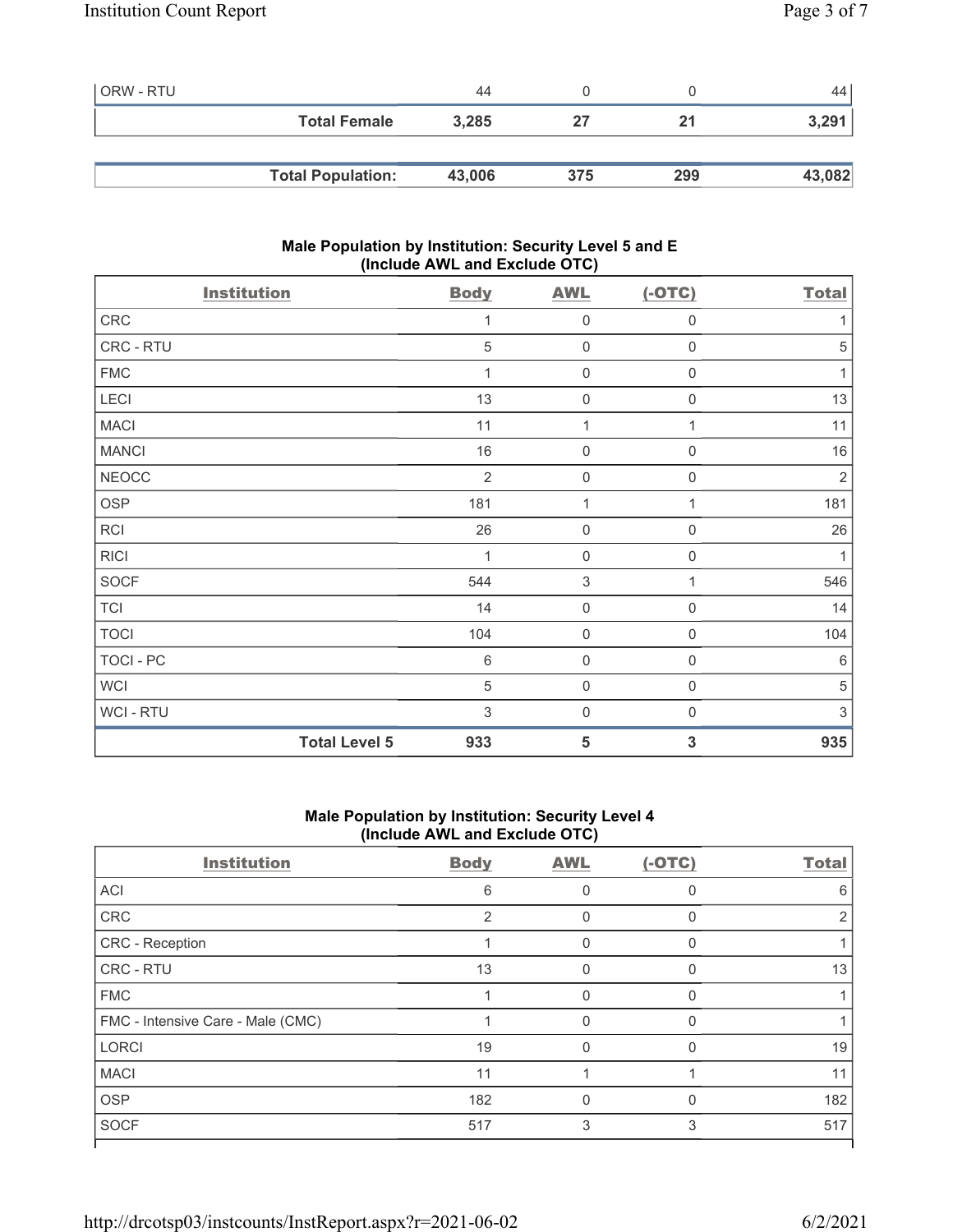| ORW - RTU | 44 | 0 | 0 | 44 |
|---|---|---|---|---|
| **Total Female** | **3,285** | **27** | **21** | **3,291** |
| | | | | |
| **Total Population:** | **43,006** | **375** | **299** | **43,082** |

### Male Population by Institution: Security Level 5 and E (Include AWL and Exclude OTC)

| Institution | Body | AWL | (-OTC) | Total |
|---|---|---|---|---|
| CRC | 1 | 0 | 0 | 1 |
| CRC - RTU | 5 | 0 | 0 | 5 |
| FMC | 1 | 0 | 0 | 1 |
| LECI | 13 | 0 | 0 | 13 |
| MACI | 11 | 1 | 1 | 11 |
| MANCI | 16 | 0 | 0 | 16 |
| NEOCC | 2 | 0 | 0 | 2 |
| OSP | 181 | 1 | 1 | 181 |
| RCI | 26 | 0 | 0 | 26 |
| RICI | 1 | 0 | 0 | 1 |
| SOCF | 544 | 3 | 1 | 546 |
| TCI | 14 | 0 | 0 | 14 |
| TOCI | 104 | 0 | 0 | 104 |
| TOCI - PC | 6 | 0 | 0 | 6 |
| WCI | 5 | 0 | 0 | 5 |
| WCI - RTU | 3 | 0 | 0 | 3 |
| **Total Level 5** | **933** | **5** | **3** | **935** |

### Male Population by Institution: Security Level 4 (Include AWL and Exclude OTC)

| Institution | Body | AWL | (-OTC) | Total |
|---|---|---|---|---|
| ACI | 6 | 0 | 0 | 6 |
| CRC | 2 | 0 | 0 | 2 |
| CRC - Reception | 1 | 0 | 0 | 1 |
| CRC - RTU | 13 | 0 | 0 | 13 |
| FMC | 1 | 0 | 0 | 1 |
| FMC - Intensive Care - Male (CMC) | 1 | 0 | 0 | 1 |
| LORCI | 19 | 0 | 0 | 19 |
| MACI | 11 | 1 | 1 | 11 |
| OSP | 182 | 0 | 0 | 182 |
| SOCF | 517 | 3 | 3 | 517 |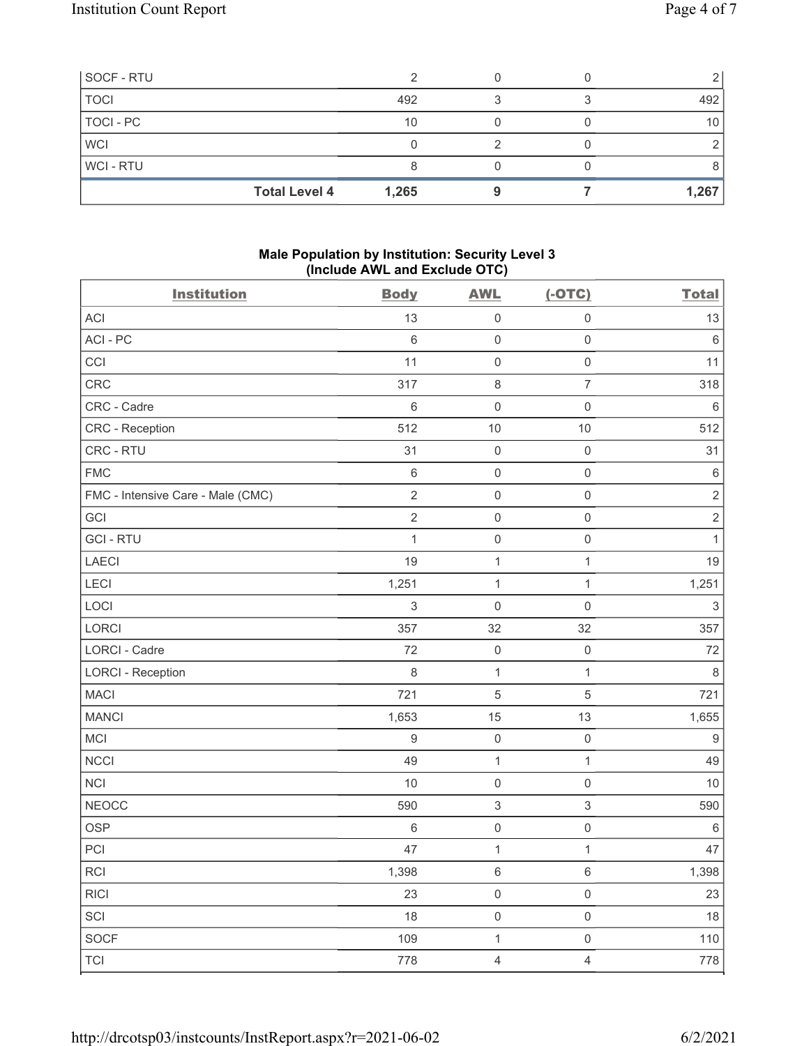| SOCF - RTU | 2 | 0 | 0 | 2 |
|---|---|---|---|---|
| TOCI | 492 | 3 | 3 | 492 |
| TOCI - PC | 10 | 0 | 0 | 10 |
| WCI | 0 | 2 | 0 | 2 |
| WCI - RTU | 8 | 0 | 0 | 8 |
| **Total Level 4** | **1,265** | **9** | **7** | **1,267** |

## Male Population by Institution: Security Level 3 (Include AWL and Exclude OTC)

| Institution | Body | AWL | (-OTC) | Total |
|---|---|---|---|---|
| ACI | 13 | 0 | 0 | 13 |
| ACI - PC | 6 | 0 | 0 | 6 |
| CCI | 11 | 0 | 0 | 11 |
| CRC | 317 | 8 | 7 | 318 |
| CRC - Cadre | 6 | 0 | 0 | 6 |
| CRC - Reception | 512 | 10 | 10 | 512 |
| CRC - RTU | 31 | 0 | 0 | 31 |
| FMC | 6 | 0 | 0 | 6 |
| FMC - Intensive Care - Male (CMC) | 2 | 0 | 0 | 2 |
| GCI | 2 | 0 | 0 | 2 |
| GCI - RTU | 1 | 0 | 0 | 1 |
| LAECI | 19 | 1 | 1 | 19 |
| LECI | 1,251 | 1 | 1 | 1,251 |
| LOCI | 3 | 0 | 0 | 3 |
| LORCI | 357 | 32 | 32 | 357 |
| LORCI - Cadre | 72 | 0 | 0 | 72 |
| LORCI - Reception | 8 | 1 | 1 | 8 |
| MACI | 721 | 5 | 5 | 721 |
| MANCI | 1,653 | 15 | 13 | 1,655 |
| MCI | 9 | 0 | 0 | 9 |
| NCCI | 49 | 1 | 1 | 49 |
| NCI | 10 | 0 | 0 | 10 |
| NEOCC | 590 | 3 | 3 | 590 |
| OSP | 6 | 0 | 0 | 6 |
| PCI | 47 | 1 | 1 | 47 |
| RCI | 1,398 | 6 | 6 | 1,398 |
| RICI | 23 | 0 | 0 | 23 |
| SCI | 18 | 0 | 0 | 18 |
| SOCF | 109 | 1 | 0 | 110 |
| TCI | 778 | 4 | 4 | 778 |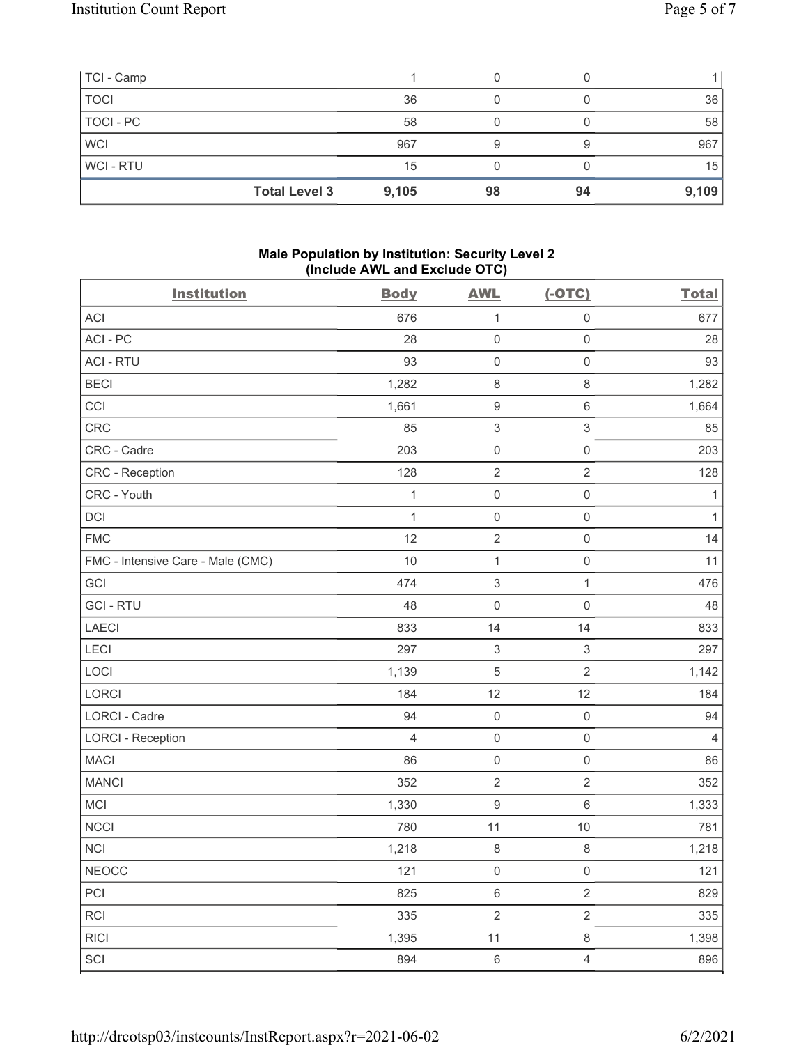| | Body | AWL | (-OTC) | Total |
|---|---|---|---|---|
| TCI - Camp | 1 | 0 | 0 | 1 |
| TOCI | 36 | 0 | 0 | 36 |
| TOCI - PC | 58 | 0 | 0 | 58 |
| WCI | 967 | 9 | 9 | 967 |
| WCI - RTU | 15 | 0 | 0 | 15 |
| **Total Level 3** | **9,105** | **98** | **94** | **9,109** |

## Male Population by Institution: Security Level 2 (Include AWL and Exclude OTC)

| Institution | Body | AWL | (-OTC) | Total |
|---|---|---|---|---|
| ACI | 676 | 1 | 0 | 677 |
| ACI - PC | 28 | 0 | 0 | 28 |
| ACI - RTU | 93 | 0 | 0 | 93 |
| BECI | 1,282 | 8 | 8 | 1,282 |
| CCI | 1,661 | 9 | 6 | 1,664 |
| CRC | 85 | 3 | 3 | 85 |
| CRC - Cadre | 203 | 0 | 0 | 203 |
| CRC - Reception | 128 | 2 | 2 | 128 |
| CRC - Youth | 1 | 0 | 0 | 1 |
| DCI | 1 | 0 | 0 | 1 |
| FMC | 12 | 2 | 0 | 14 |
| FMC - Intensive Care - Male (CMC) | 10 | 1 | 0 | 11 |
| GCI | 474 | 3 | 1 | 476 |
| GCI - RTU | 48 | 0 | 0 | 48 |
| LAECI | 833 | 14 | 14 | 833 |
| LECI | 297 | 3 | 3 | 297 |
| LOCI | 1,139 | 5 | 2 | 1,142 |
| LORCI | 184 | 12 | 12 | 184 |
| LORCI - Cadre | 94 | 0 | 0 | 94 |
| LORCI - Reception | 4 | 0 | 0 | 4 |
| MACI | 86 | 0 | 0 | 86 |
| MANCI | 352 | 2 | 2 | 352 |
| MCI | 1,330 | 9 | 6 | 1,333 |
| NCCI | 780 | 11 | 10 | 781 |
| NCI | 1,218 | 8 | 8 | 1,218 |
| NEOCC | 121 | 0 | 0 | 121 |
| PCI | 825 | 6 | 2 | 829 |
| RCI | 335 | 2 | 2 | 335 |
| RICI | 1,395 | 11 | 8 | 1,398 |
| SCI | 894 | 6 | 4 | 896 |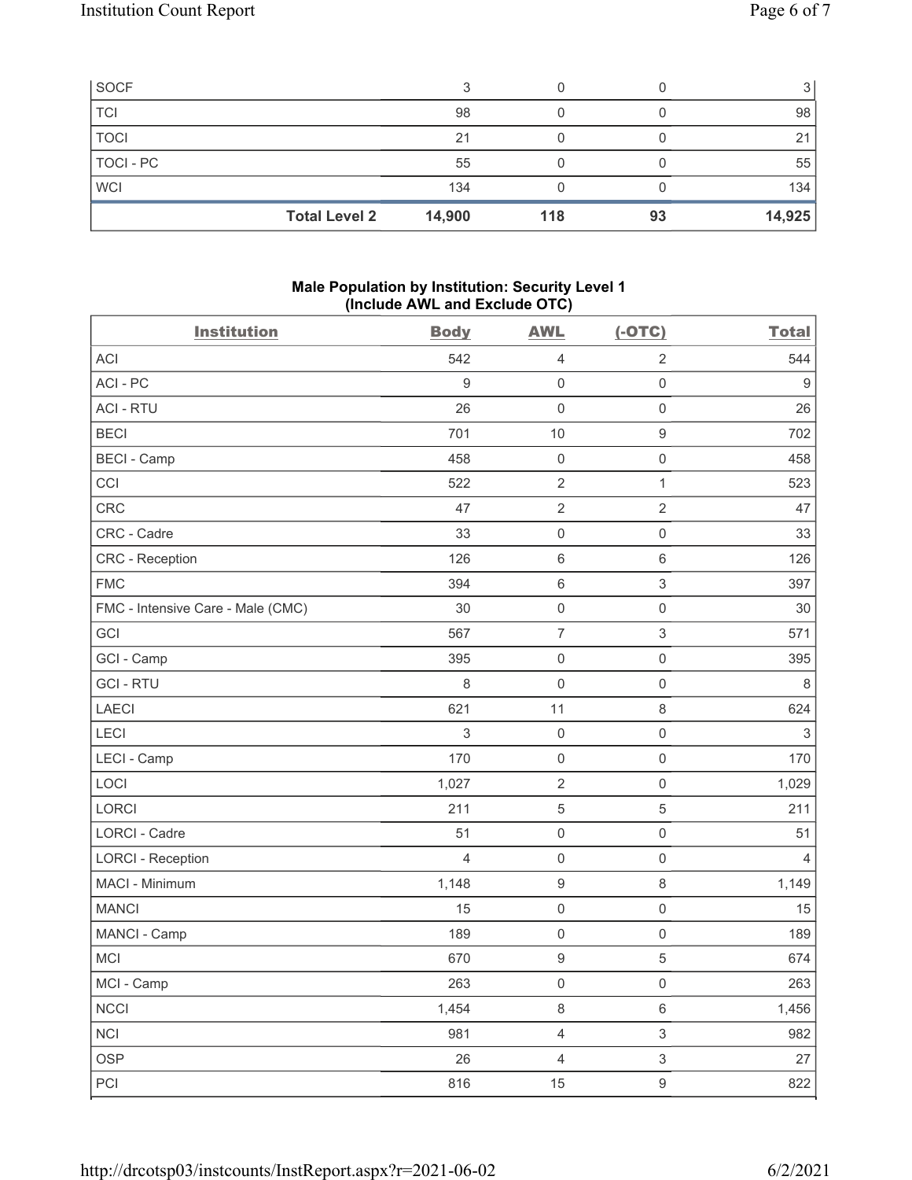| SOCF | 3 | 0 | 0 | 3 |
|---|---|---|---|---|
| TCI | 98 | 0 | 0 | 98 |
| TOCI | 21 | 0 | 0 | 21 |
| TOCI - PC | 55 | 0 | 0 | 55 |
| WCI | 134 | 0 | 0 | 134 |
| **Total Level 2** | **14,900** | **118** | **93** | **14,925** |

**Male Population by Institution: Security Level 1**
**(Include AWL and Exclude OTC)**

| Institution | Body | AWL | (-OTC) | Total |
|---|---|---|---|---|
| ACI | 542 | 4 | 2 | 544 |
| ACI - PC | 9 | 0 | 0 | 9 |
| ACI - RTU | 26 | 0 | 0 | 26 |
| BECI | 701 | 10 | 9 | 702 |
| BECI - Camp | 458 | 0 | 0 | 458 |
| CCI | 522 | 2 | 1 | 523 |
| CRC | 47 | 2 | 2 | 47 |
| CRC - Cadre | 33 | 0 | 0 | 33 |
| CRC - Reception | 126 | 6 | 6 | 126 |
| FMC | 394 | 6 | 3 | 397 |
| FMC - Intensive Care - Male (CMC) | 30 | 0 | 0 | 30 |
| GCI | 567 | 7 | 3 | 571 |
| GCI - Camp | 395 | 0 | 0 | 395 |
| GCI - RTU | 8 | 0 | 0 | 8 |
| LAECI | 621 | 11 | 8 | 624 |
| LECI | 3 | 0 | 0 | 3 |
| LECI - Camp | 170 | 0 | 0 | 170 |
| LOCI | 1,027 | 2 | 0 | 1,029 |
| LORCI | 211 | 5 | 5 | 211 |
| LORCI - Cadre | 51 | 0 | 0 | 51 |
| LORCI - Reception | 4 | 0 | 0 | 4 |
| MACI - Minimum | 1,148 | 9 | 8 | 1,149 |
| MANCI | 15 | 0 | 0 | 15 |
| MANCI - Camp | 189 | 0 | 0 | 189 |
| MCI | 670 | 9 | 5 | 674 |
| MCI - Camp | 263 | 0 | 0 | 263 |
| NCCI | 1,454 | 8 | 6 | 1,456 |
| NCI | 981 | 4 | 3 | 982 |
| OSP | 26 | 4 | 3 | 27 |
| PCI | 816 | 15 | 9 | 822 |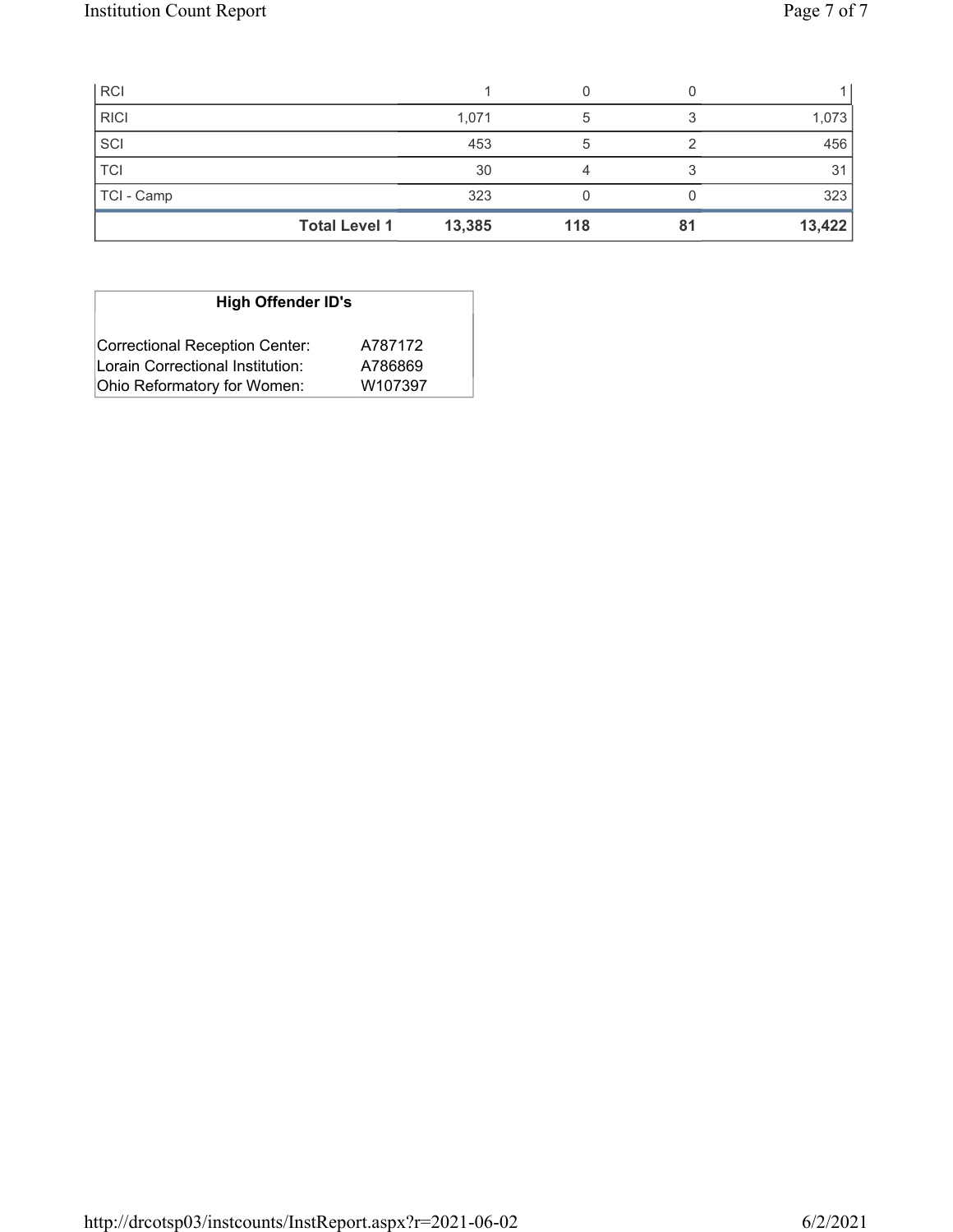| | | | | |
|---|---|---|---|---|
| RCI | 1 | 0 | 0 | 1 |
| RICI | 1,071 | 5 | 3 | 1,073 |
| SCI | 453 | 5 | 2 | 456 |
| TCI | 30 | 4 | 3 | 31 |
| TCI - Camp | 323 | 0 | 0 | 323 |
| **Total Level 1** | **13,385** | **118** | **81** | **13,422** |

| **High Offender ID's** | |
|---|---|
| Correctional Reception Center: | A787172 |
| Lorain Correctional Institution: | A786869 |
| Ohio Reformatory for Women: | W107397 |